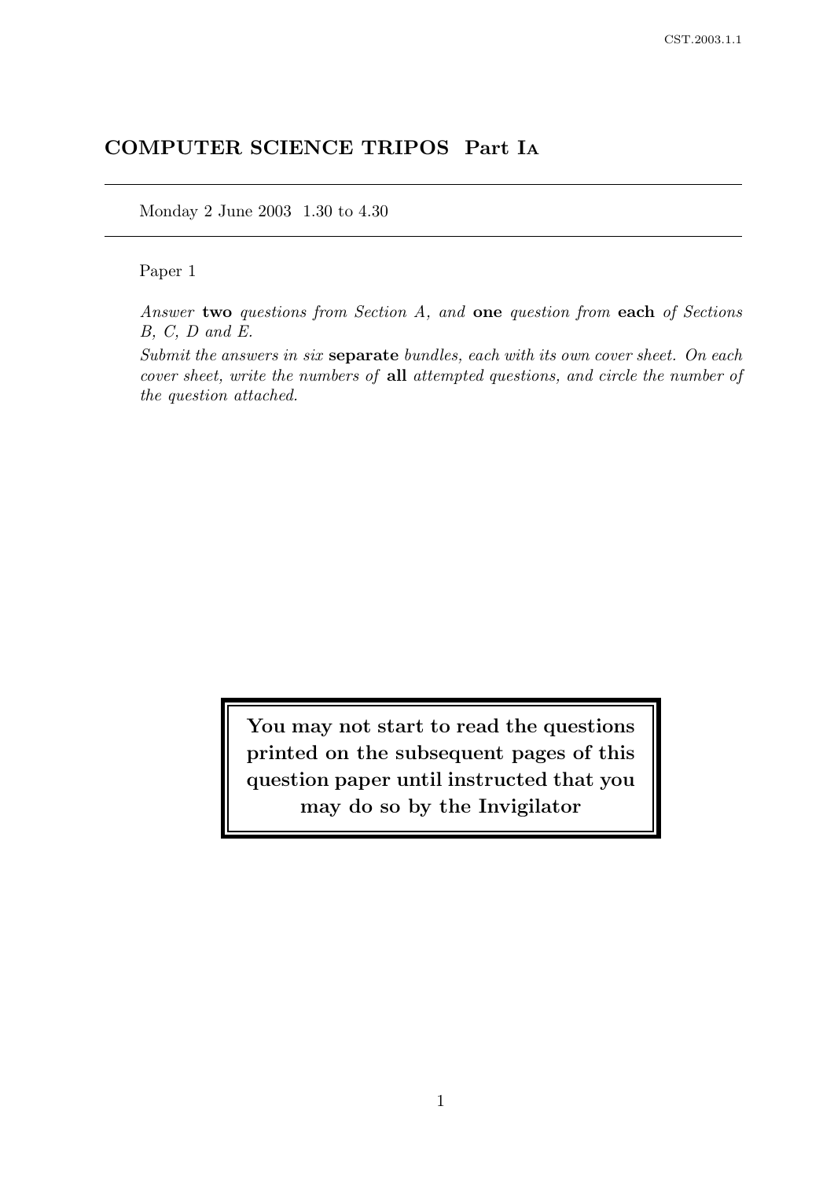# COMPUTER SCIENCE TRIPOS Part IA

Monday 2 June 2003 1.30 to 4.30

Paper 1

*Answer* **two** *questions from Section A, and* **one** *question from* **each** *of Sections B, C, D and E.*

*Submit the answers in six* **separate** *bundles, each with its own cover sheet. On each cover sheet, write the numbers of* **all** *attempted questions, and circle the number of the question attached.*

**You may not start to read the questions printed on the subsequent pages of this question paper until instructed that you may do so by the Invigilator**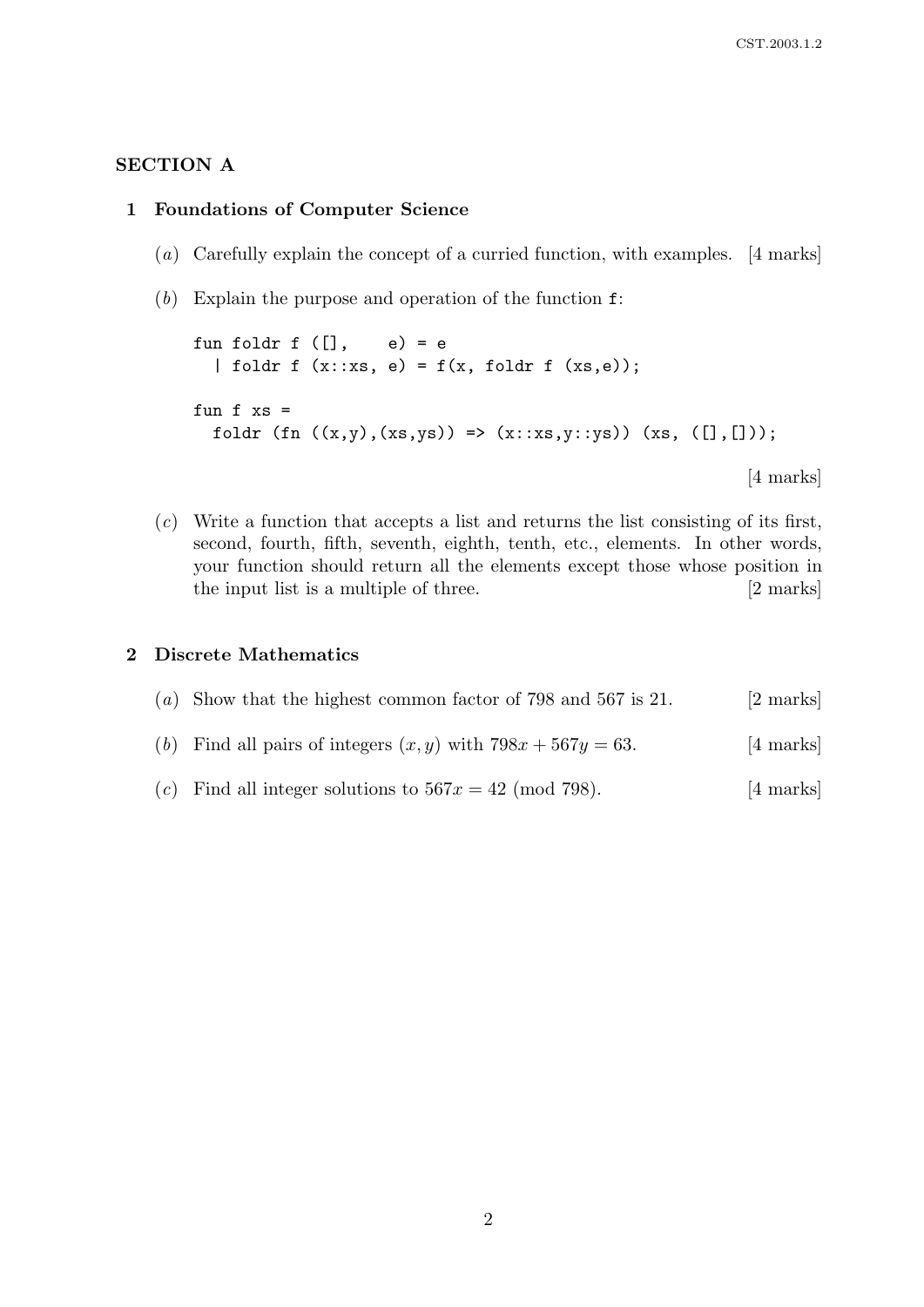## SECTION A

### 1 Foundations of Computer Science

(*a*) Carefully explain the concept of a curried function, with examples. [4 marks]

(*b*) Explain the purpose and operation of the function `f`:

```
fun foldr f ([],    e) = e
  | foldr f (x::xs, e) = f(x, foldr f (xs,e));

fun f xs =
  foldr (fn ((x,y),(xs,ys)) => (x::xs,y::ys)) (xs, ([],[]));
```

[4 marks]

(*c*) Write a function that accepts a list and returns the list consisting of its first, second, fourth, fifth, seventh, eighth, tenth, etc., elements. In other words, your function should return all the elements except those whose position in the input list is a multiple of three. [2 marks]

### 2 Discrete Mathematics

(*a*) Show that the highest common factor of 798 and 567 is 21. [2 marks]

(*b*) Find all pairs of integers $(x, y)$ with $798x + 567y = 63$. [4 marks]

(*c*) Find all integer solutions to $567x = 42 \pmod{798}$. [4 marks]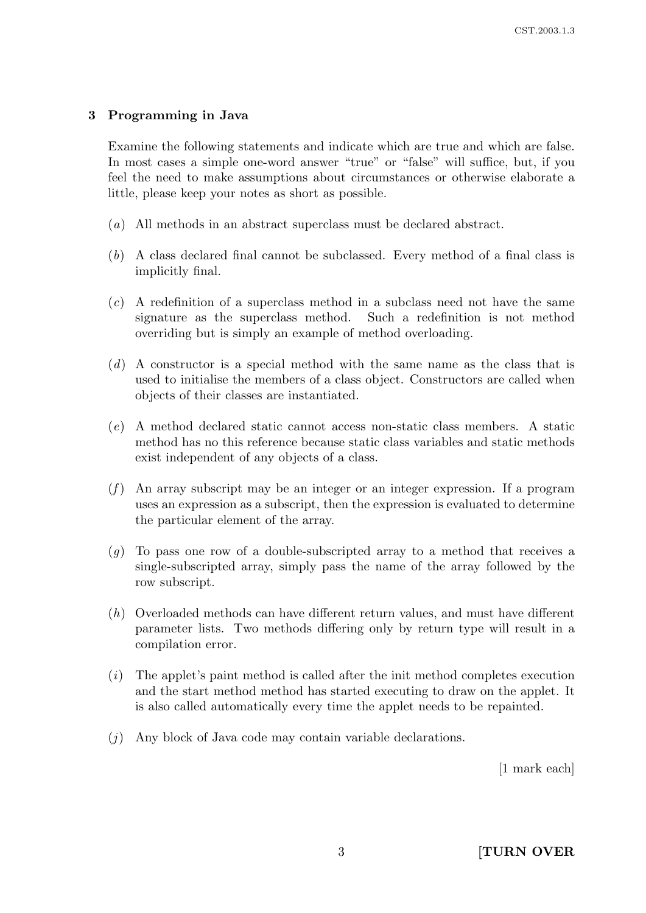## 3 Programming in Java

Examine the following statements and indicate which are true and which are false. In most cases a simple one-word answer "true" or "false" will suffice, but, if you feel the need to make assumptions about circumstances or otherwise elaborate a little, please keep your notes as short as possible.

(*a*) All methods in an abstract superclass must be declared abstract.

(*b*) A class declared final cannot be subclassed. Every method of a final class is implicitly final.

(*c*) A redefinition of a superclass method in a subclass need not have the same signature as the superclass method. Such a redefinition is not method overriding but is simply an example of method overloading.

(*d*) A constructor is a special method with the same name as the class that is used to initialise the members of a class object. Constructors are called when objects of their classes are instantiated.

(*e*) A method declared static cannot access non-static class members. A static method has no this reference because static class variables and static methods exist independent of any objects of a class.

(*f*) An array subscript may be an integer or an integer expression. If a program uses an expression as a subscript, then the expression is evaluated to determine the particular element of the array.

(*g*) To pass one row of a double-subscripted array to a method that receives a single-subscripted array, simply pass the name of the array followed by the row subscript.

(*h*) Overloaded methods can have different return values, and must have different parameter lists. Two methods differing only by return type will result in a compilation error.

(*i*) The applet's paint method is called after the init method completes execution and the start method method has started executing to draw on the applet. It is also called automatically every time the applet needs to be repainted.

(*j*) Any block of Java code may contain variable declarations.

[1 mark each]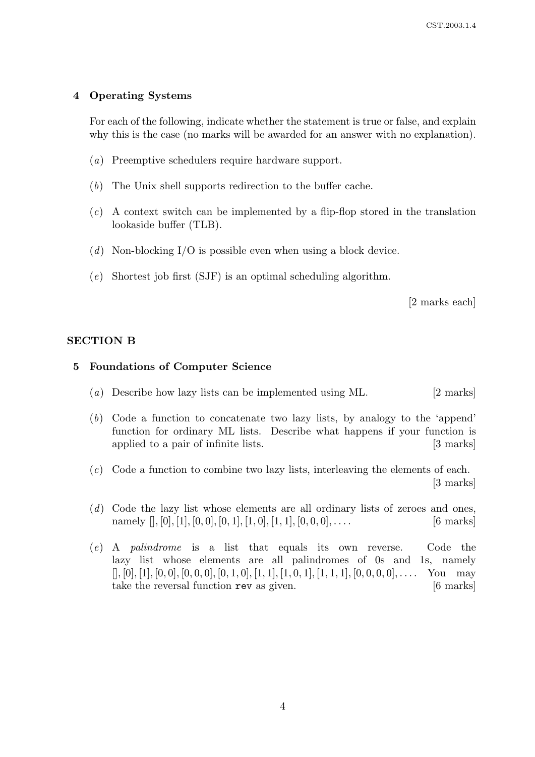## 4 Operating Systems

For each of the following, indicate whether the statement is true or false, and explain why this is the case (no marks will be awarded for an answer with no explanation).

(*a*) Preemptive schedulers require hardware support.

(*b*) The Unix shell supports redirection to the buffer cache.

(*c*) A context switch can be implemented by a flip-flop stored in the translation lookaside buffer (TLB).

(*d*) Non-blocking I/O is possible even when using a block device.

(*e*) Shortest job first (SJF) is an optimal scheduling algorithm.

[2 marks each]

# SECTION B

## 5 Foundations of Computer Science

(*a*) Describe how lazy lists can be implemented using ML. [2 marks]

(*b*) Code a function to concatenate two lazy lists, by analogy to the 'append' function for ordinary ML lists. Describe what happens if your function is applied to a pair of infinite lists. [3 marks]

(*c*) Code a function to combine two lazy lists, interleaving the elements of each. [3 marks]

(*d*) Code the lazy list whose elements are all ordinary lists of zeroes and ones, namely $[], [0], [1], [0, 0], [0, 1], [1, 0], [1, 1], [0, 0, 0], \ldots$. [6 marks]

(*e*) A *palindrome* is a list that equals its own reverse. Code the lazy list whose elements are all palindromes of 0s and 1s, namely $[], [0], [1], [0, 0], [0, 0, 0], [0, 1, 0], [1, 1], [1, 0, 1], [1, 1, 1], [0, 0, 0, 0], \ldots$. You may take the reversal function `rev` as given. [6 marks]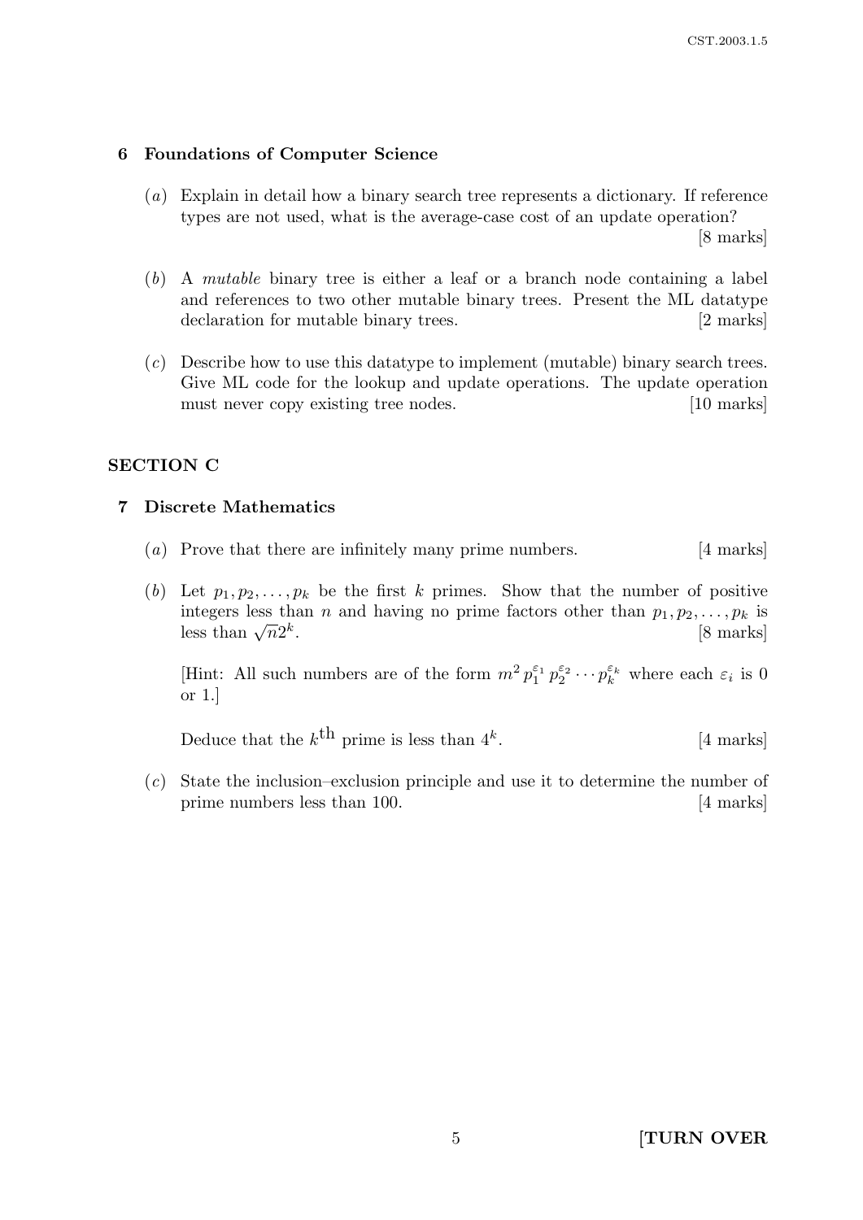## 6 Foundations of Computer Science

(*a*) Explain in detail how a binary search tree represents a dictionary. If reference types are not used, what is the average-case cost of an update operation? [8 marks]

(*b*) A *mutable* binary tree is either a leaf or a branch node containing a label and references to two other mutable binary trees. Present the ML datatype declaration for mutable binary trees. [2 marks]

(*c*) Describe how to use this datatype to implement (mutable) binary search trees. Give ML code for the lookup and update operations. The update operation must never copy existing tree nodes. [10 marks]

# SECTION C

## 7 Discrete Mathematics

(*a*) Prove that there are infinitely many prime numbers. [4 marks]

(*b*) Let $p_1, p_2, \ldots, p_k$ be the first $k$ primes. Show that the number of positive integers less than $n$ and having no prime factors other than $p_1, p_2, \ldots, p_k$ is less than $\sqrt{n}2^k$. [8 marks]

[Hint: All such numbers are of the form $m^2 p_1^{\varepsilon_1} p_2^{\varepsilon_2} \cdots p_k^{\varepsilon_k}$ where each $\varepsilon_i$ is 0 or 1.]

Deduce that the $k^{\text{th}}$ prime is less than $4^k$. [4 marks]

(*c*) State the inclusion–exclusion principle and use it to determine the number of prime numbers less than 100. [4 marks]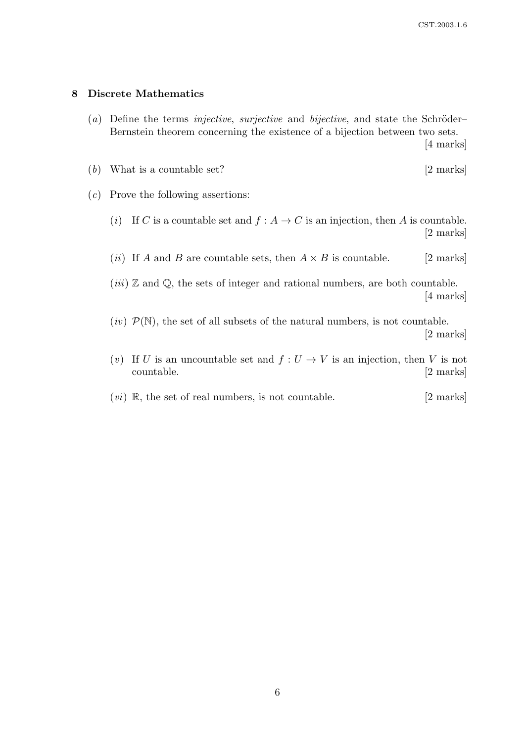## 8 Discrete Mathematics

(*a*) Define the terms *injective*, *surjective* and *bijective*, and state the Schröder–Bernstein theorem concerning the existence of a bijection between two sets. [4 marks]

(*b*) What is a countable set? [2 marks]

(*c*) Prove the following assertions:

(*i*) If $C$ is a countable set and $f : A \to C$ is an injection, then $A$ is countable. [2 marks]

(*ii*) If $A$ and $B$ are countable sets, then $A \times B$ is countable. [2 marks]

(*iii*) $\mathbb{Z}$ and $\mathbb{Q}$, the sets of integer and rational numbers, are both countable. [4 marks]

(*iv*) $\mathcal{P}(\mathbb{N})$, the set of all subsets of the natural numbers, is not countable. [2 marks]

(*v*) If $U$ is an uncountable set and $f : U \to V$ is an injection, then $V$ is not countable. [2 marks]

(*vi*) $\mathbb{R}$, the set of real numbers, is not countable. [2 marks]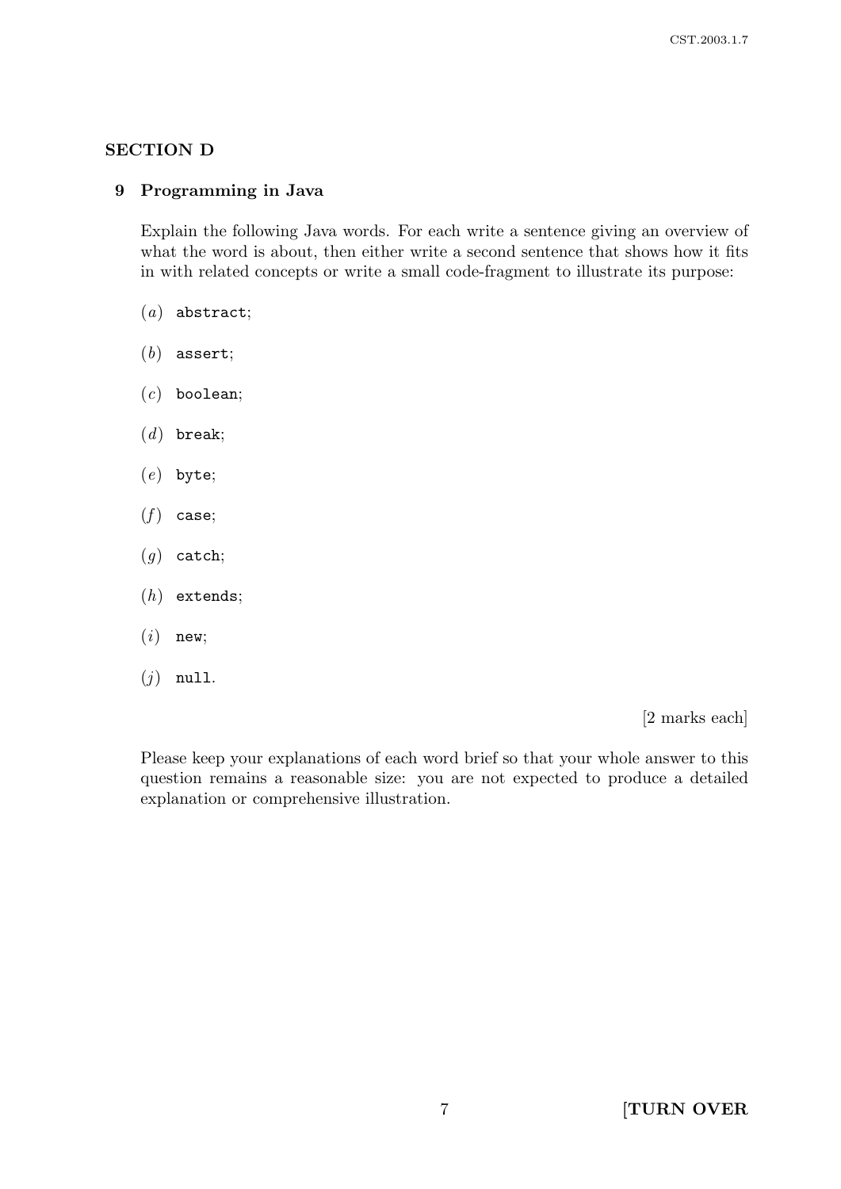## SECTION D

### 9 Programming in Java

Explain the following Java words. For each write a sentence giving an overview of what the word is about, then either write a second sentence that shows how it fits in with related concepts or write a small code-fragment to illustrate its purpose:

(*a*) `abstract`;

(*b*) `assert`;

(*c*) `boolean`;

(*d*) `break`;

(*e*) `byte`;

(*f*) `case`;

(*g*) `catch`;

(*h*) `extends`;

(*i*) `new`;

(*j*) `null`.

[2 marks each]

Please keep your explanations of each word brief so that your whole answer to this question remains a reasonable size: you are not expected to produce a detailed explanation or comprehensive illustration.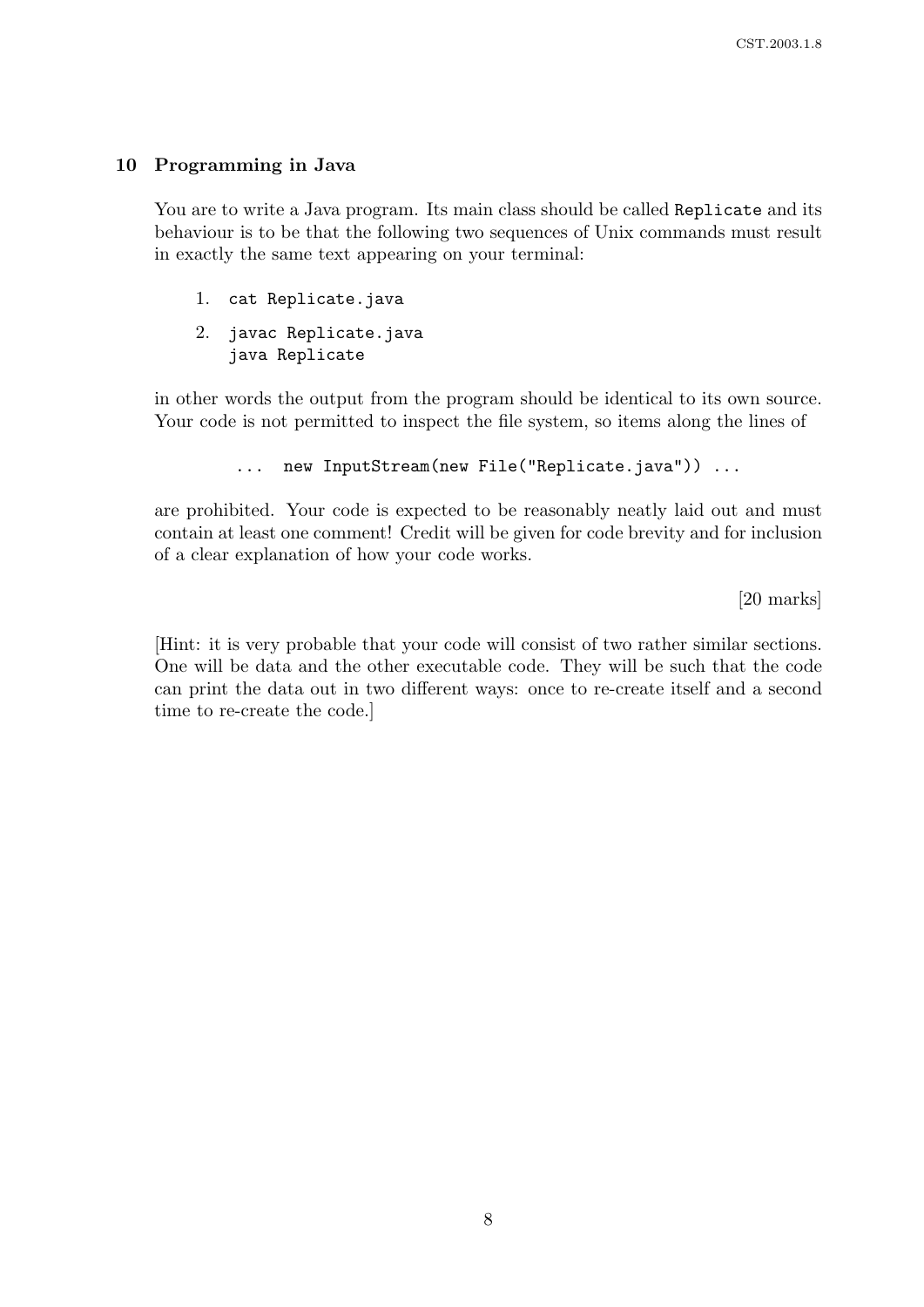## 10 Programming in Java

You are to write a Java program. Its main class should be called `Replicate` and its behaviour is to be that the following two sequences of Unix commands must result in exactly the same text appearing on your terminal:

1. `cat Replicate.java`
2. `javac Replicate.java`
   `java Replicate`

in other words the output from the program should be identical to its own source. Your code is not permitted to inspect the file system, so items along the lines of

```
... new InputStream(new File("Replicate.java")) ...
```

are prohibited. Your code is expected to be reasonably neatly laid out and must contain at least one comment! Credit will be given for code brevity and for inclusion of a clear explanation of how your code works.

[20 marks]

[Hint: it is very probable that your code will consist of two rather similar sections. One will be data and the other executable code. They will be such that the code can print the data out in two different ways: once to re-create itself and a second time to re-create the code.]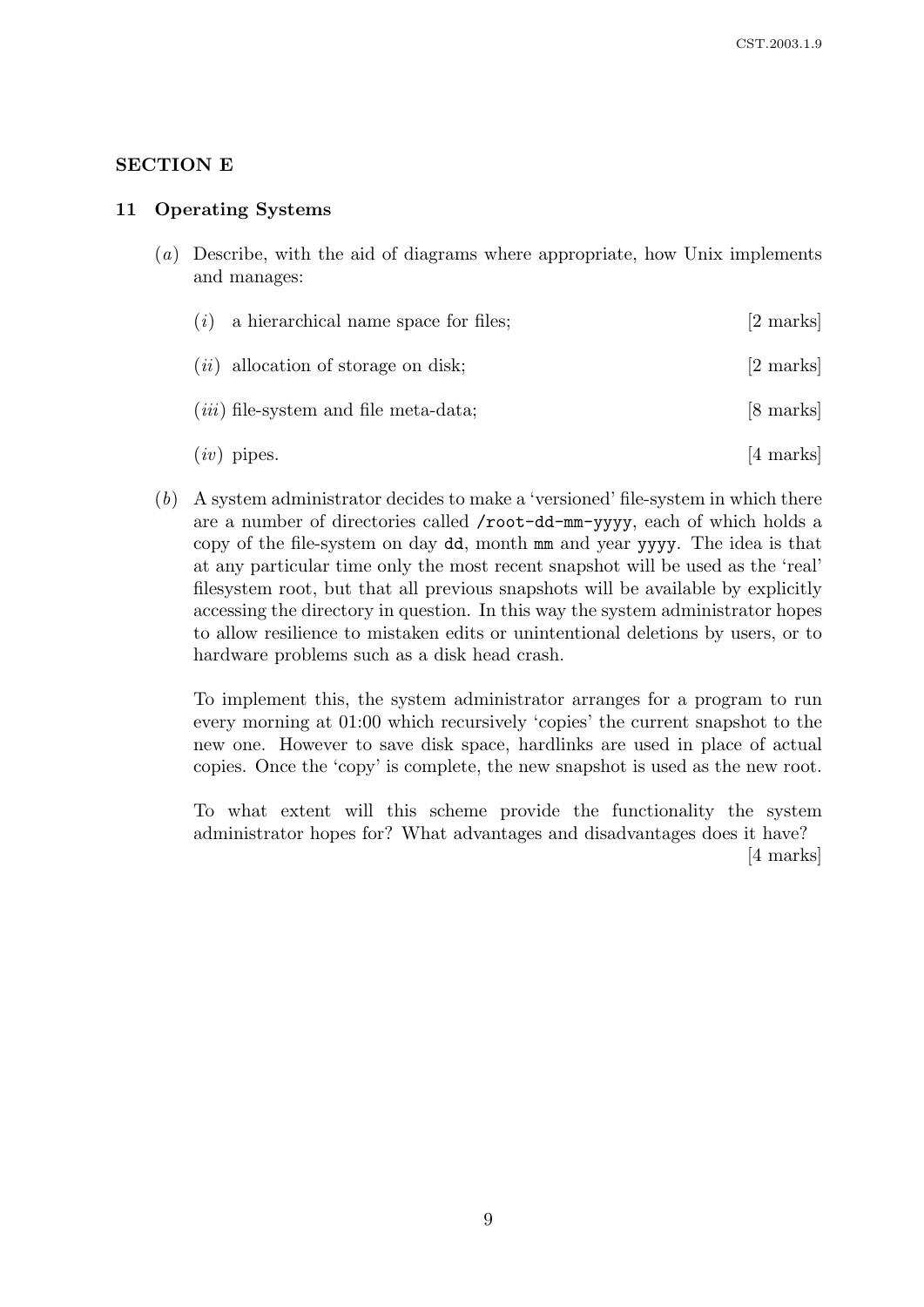## SECTION E

### 11 Operating Systems

(*a*) Describe, with the aid of diagrams where appropriate, how Unix implements and manages:

(*i*) a hierarchical name space for files; [2 marks]

(*ii*) allocation of storage on disk; [2 marks]

(*iii*) file-system and file meta-data; [8 marks]

(*iv*) pipes. [4 marks]

(*b*) A system administrator decides to make a 'versioned' file-system in which there are a number of directories called `/root-dd-mm-yyyy`, each of which holds a copy of the file-system on day `dd`, month `mm` and year `yyyy`. The idea is that at any particular time only the most recent snapshot will be used as the 'real' filesystem root, but that all previous snapshots will be available by explicitly accessing the directory in question. In this way the system administrator hopes to allow resilience to mistaken edits or unintentional deletions by users, or to hardware problems such as a disk head crash.

To implement this, the system administrator arranges for a program to run every morning at 01:00 which recursively 'copies' the current snapshot to the new one. However to save disk space, hardlinks are used in place of actual copies. Once the 'copy' is complete, the new snapshot is used as the new root.

To what extent will this scheme provide the functionality the system administrator hopes for? What advantages and disadvantages does it have? [4 marks]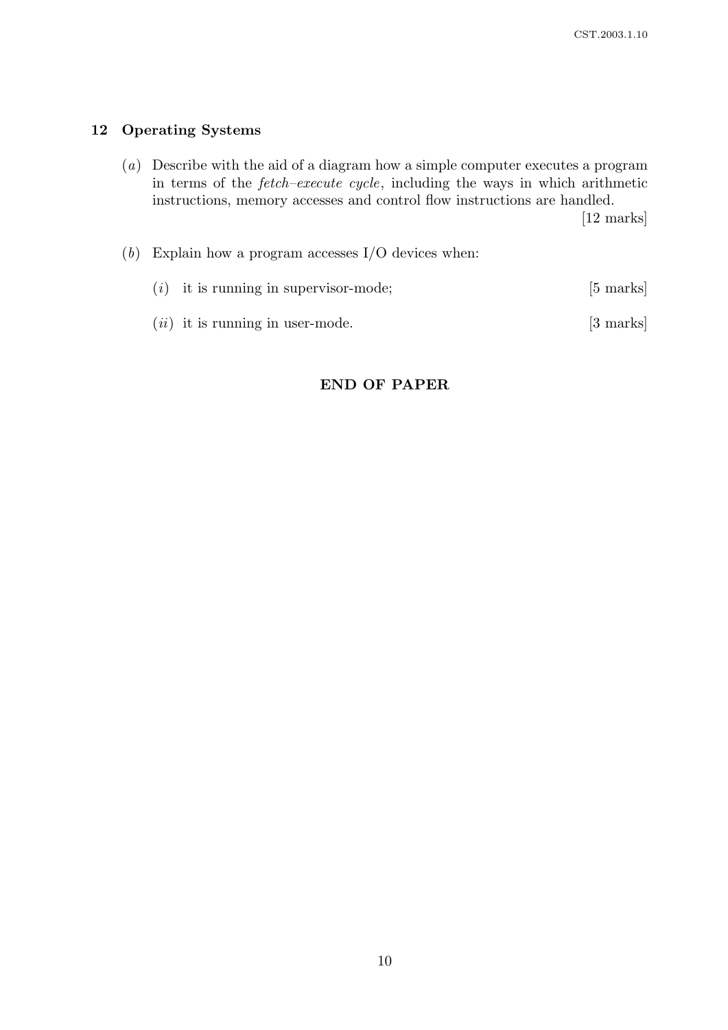## 12 Operating Systems

(*a*) Describe with the aid of a diagram how a simple computer executes a program in terms of the *fetch–execute cycle*, including the ways in which arithmetic instructions, memory accesses and control flow instructions are handled. [12 marks]

(*b*) Explain how a program accesses I/O devices when:

(*i*) it is running in supervisor-mode; [5 marks]

(*ii*) it is running in user-mode. [3 marks]

**END OF PAPER**